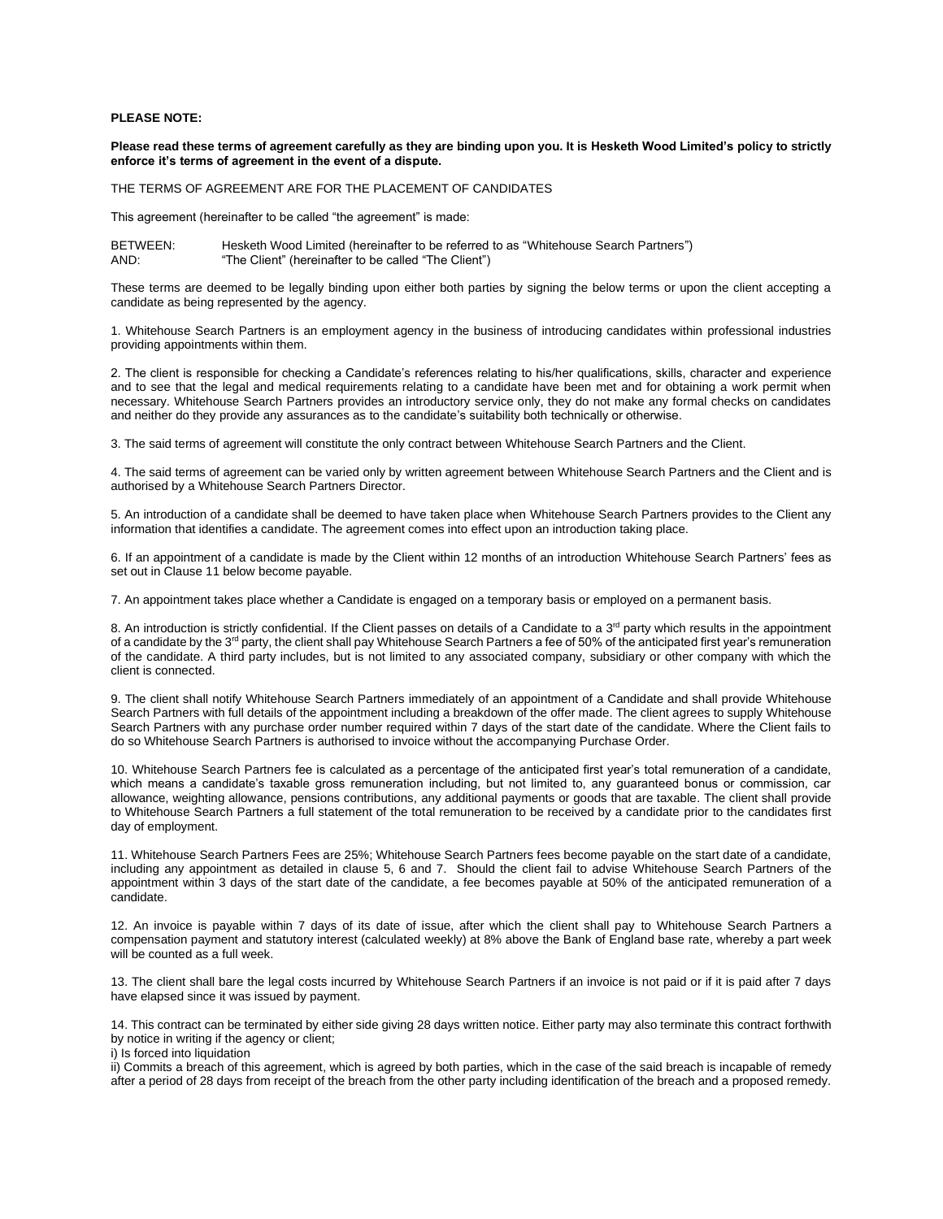**PLEASE NOTE:**

**Please read these terms of agreement carefully as they are binding upon you. It is Hesketh Wood Limited's policy to strictly enforce it's terms of agreement in the event of a dispute.**

THE TERMS OF AGREEMENT ARE FOR THE PLACEMENT OF CANDIDATES

This agreement (hereinafter to be called "the agreement" is made:

BETWEEN: Hesketh Wood Limited (hereinafter to be referred to as "Whitehouse Search Partners")
AND: "The Client" (hereinafter to be called "The Client")

These terms are deemed to be legally binding upon either both parties by signing the below terms or upon the client accepting a candidate as being represented by the agency.

1. Whitehouse Search Partners is an employment agency in the business of introducing candidates within professional industries providing appointments within them.

2. The client is responsible for checking a Candidate's references relating to his/her qualifications, skills, character and experience and to see that the legal and medical requirements relating to a candidate have been met and for obtaining a work permit when necessary. Whitehouse Search Partners provides an introductory service only, they do not make any formal checks on candidates and neither do they provide any assurances as to the candidate's suitability both technically or otherwise.

3. The said terms of agreement will constitute the only contract between Whitehouse Search Partners and the Client.

4. The said terms of agreement can be varied only by written agreement between Whitehouse Search Partners and the Client and is authorised by a Whitehouse Search Partners Director.

5. An introduction of a candidate shall be deemed to have taken place when Whitehouse Search Partners provides to the Client any information that identifies a candidate. The agreement comes into effect upon an introduction taking place.

6. If an appointment of a candidate is made by the Client within 12 months of an introduction Whitehouse Search Partners' fees as set out in Clause 11 below become payable.

7. An appointment takes place whether a Candidate is engaged on a temporary basis or employed on a permanent basis.

8. An introduction is strictly confidential. If the Client passes on details of a Candidate to a 3rd party which results in the appointment of a candidate by the 3rd party, the client shall pay Whitehouse Search Partners a fee of 50% of the anticipated first year's remuneration of the candidate. A third party includes, but is not limited to any associated company, subsidiary or other company with which the client is connected.

9. The client shall notify Whitehouse Search Partners immediately of an appointment of a Candidate and shall provide Whitehouse Search Partners with full details of the appointment including a breakdown of the offer made. The client agrees to supply Whitehouse Search Partners with any purchase order number required within 7 days of the start date of the candidate. Where the Client fails to do so Whitehouse Search Partners is authorised to invoice without the accompanying Purchase Order.

10. Whitehouse Search Partners fee is calculated as a percentage of the anticipated first year's total remuneration of a candidate, which means a candidate's taxable gross remuneration including, but not limited to, any guaranteed bonus or commission, car allowance, weighting allowance, pensions contributions, any additional payments or goods that are taxable. The client shall provide to Whitehouse Search Partners a full statement of the total remuneration to be received by a candidate prior to the candidates first day of employment.

11. Whitehouse Search Partners Fees are 25%; Whitehouse Search Partners fees become payable on the start date of a candidate, including any appointment as detailed in clause 5, 6 and 7. Should the client fail to advise Whitehouse Search Partners of the appointment within 3 days of the start date of the candidate, a fee becomes payable at 50% of the anticipated remuneration of a candidate.

12. An invoice is payable within 7 days of its date of issue, after which the client shall pay to Whitehouse Search Partners a compensation payment and statutory interest (calculated weekly) at 8% above the Bank of England base rate, whereby a part week will be counted as a full week.

13. The client shall bare the legal costs incurred by Whitehouse Search Partners if an invoice is not paid or if it is paid after 7 days have elapsed since it was issued by payment.

14. This contract can be terminated by either side giving 28 days written notice. Either party may also terminate this contract forthwith by notice in writing if the agency or client;

i) Is forced into liquidation

ii) Commits a breach of this agreement, which is agreed by both parties, which in the case of the said breach is incapable of remedy after a period of 28 days from receipt of the breach from the other party including identification of the breach and a proposed remedy.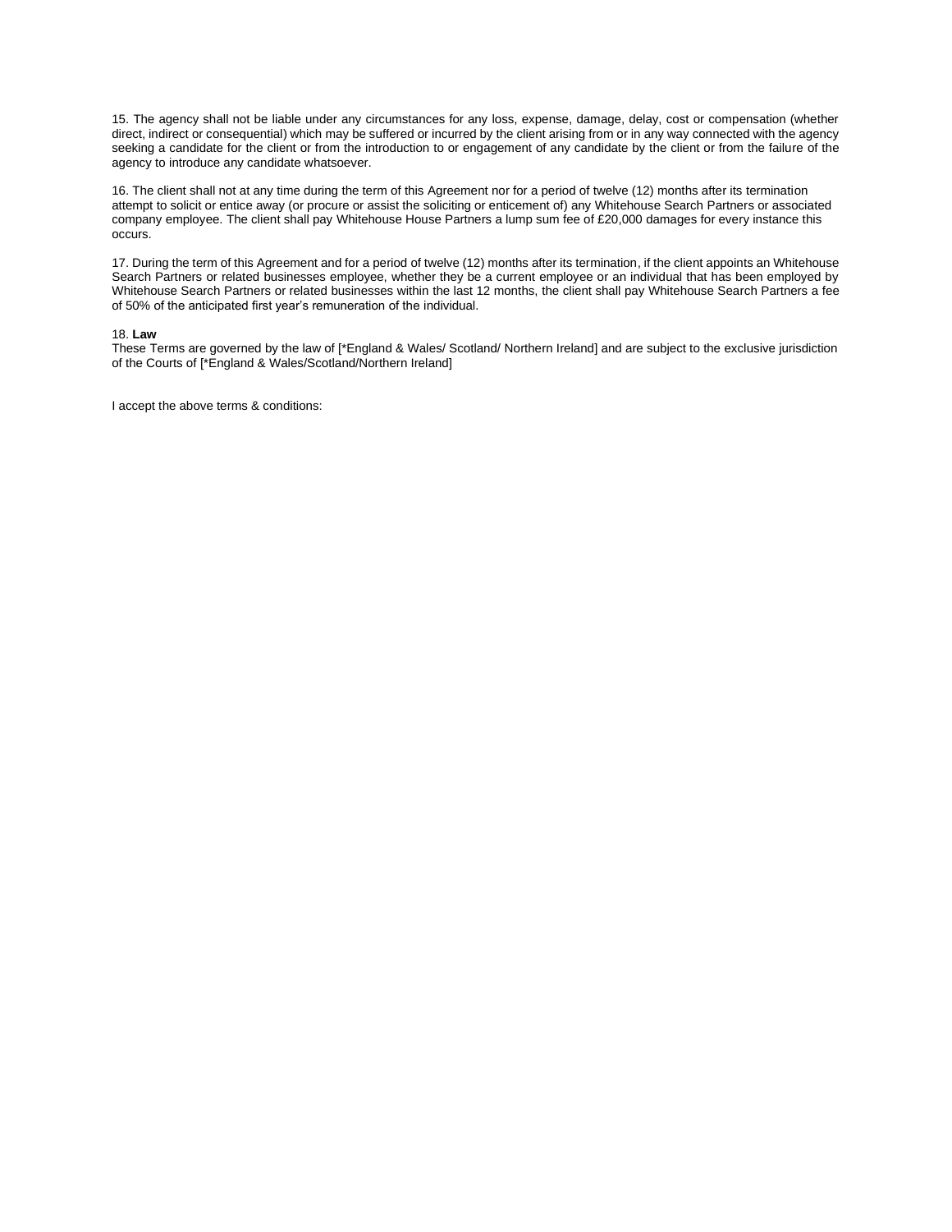15. The agency shall not be liable under any circumstances for any loss, expense, damage, delay, cost or compensation (whether direct, indirect or consequential) which may be suffered or incurred by the client arising from or in any way connected with the agency seeking a candidate for the client or from the introduction to or engagement of any candidate by the client or from the failure of the agency to introduce any candidate whatsoever.

16. The client shall not at any time during the term of this Agreement nor for a period of twelve (12) months after its termination attempt to solicit or entice away (or procure or assist the soliciting or enticement of) any Whitehouse Search Partners or associated company employee. The client shall pay Whitehouse House Partners a lump sum fee of £20,000 damages for every instance this occurs.

17. During the term of this Agreement and for a period of twelve (12) months after its termination, if the client appoints an Whitehouse Search Partners or related businesses employee, whether they be a current employee or an individual that has been employed by Whitehouse Search Partners or related businesses within the last 12 months, the client shall pay Whitehouse Search Partners a fee of 50% of the anticipated first year's remuneration of the individual.

18. **Law**
These Terms are governed by the law of [*England & Wales/ Scotland/ Northern Ireland] and are subject to the exclusive jurisdiction of the Courts of [*England & Wales/Scotland/Northern Ireland]

I accept the above terms & conditions: